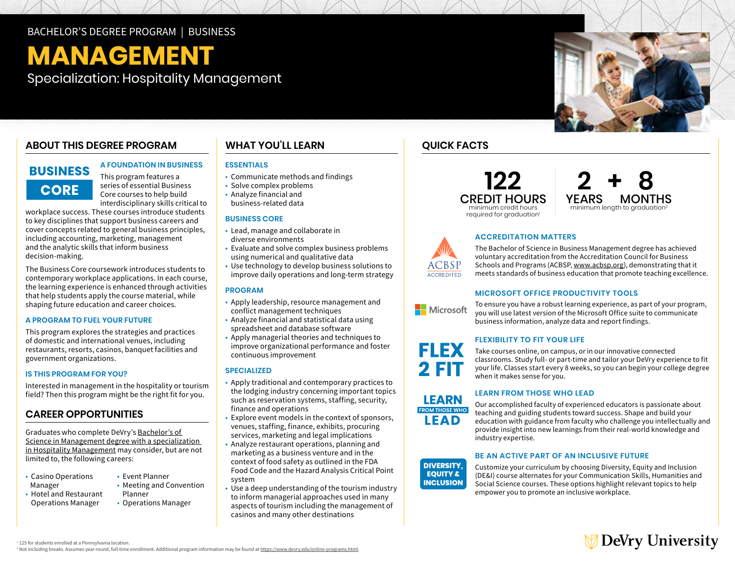BACHELOR'S DEGREE PROGRAM | BUSINESS

# MANAGEMENT

Specialization: Hospitality Management

## ABOUT THIS DEGREE PROGRAM

**BUSINESS CORE**

### A FOUNDATION IN BUSINESS

This program features a series of essential Business Core courses to help build interdisciplinary skills critical to workplace success. These courses introduce students to key disciplines that support business careers and cover concepts related to general business principles, including accounting, marketing, management and the analytic skills that inform business decision-making.

The Business Core coursework introduces students to contemporary workplace applications. In each course, the learning experience is enhanced through activities that help students apply the course material, while shaping future education and career choices.

### A PROGRAM TO FUEL YOUR FUTURE

This program explores the strategies and practices of domestic and international venues, including restaurants, resorts, casinos, banquet facilities and government organizations.

### IS THIS PROGRAM FOR YOU?

Interested in management in the hospitality or tourism field? Then this program might be the right fit for you.

## CAREER OPPORTUNITIES

Graduates who complete DeVry's Bachelor's of Science in Management degree with a specialization in Hospitality Management may consider, but are not limited to, the following careers:

- Casino Operations Manager
- Hotel and Restaurant Operations Manager
- Event Planner
- Meeting and Convention Planner
- Operations Manager

## WHAT YOU'LL LEARN

### ESSENTIALS

- Communicate methods and findings
- Solve complex problems
- Analyze financial and business-related data

### BUSINESS CORE

- Lead, manage and collaborate in diverse environments
- Evaluate and solve complex business problems using numerical and qualitative data
- Use technology to develop business solutions to improve daily operations and long-term strategy

### PROGRAM

- Apply leadership, resource management and conflict management techniques
- Analyze financial and statistical data using spreadsheet and database software
- Apply managerial theories and techniques to improve organizational performance and foster continuous improvement

### SPECIALIZED

- Apply traditional and contemporary practices to the lodging industry concerning important topics such as reservation systems, staffing, security, finance and operations
- Explore event models in the context of sponsors, venues, staffing, finance, exhibits, procuring services, marketing and legal implications
- Analyze restaurant operations, planning and marketing as a business venture and in the context of food safety as outlined in the FDA Food Code and the Hazard Analysis Critical Point system
- Use a deep understanding of the tourism industry to inform managerial approaches used in many aspects of tourism including the management of casinos and many other destinations

## QUICK FACTS

**122 CREDIT HOURS** minimum credit hours required for graduation[1]

**2 YEARS + 8 MONTHS** minimum length to graduation[2]

### ACCREDITATION MATTERS

ACBSP ACCREDITED

The Bachelor of Science in Business Management degree has achieved voluntary accreditation from the Accreditation Council for Business Schools and Programs (ACBSP, www.acbsp.org), demonstrating that it meets standards of business education that promote teaching excellence.

### MICROSOFT OFFICE PRODUCTIVITY TOOLS

To ensure you have a robust learning experience, as part of your program, you will use latest version of the Microsoft Office suite to communicate business information, analyze data and report findings.

### FLEXIBILITY TO FIT YOUR LIFE

FLEX 2 FIT

Take courses online, on campus, or in our innovative connected classrooms. Study full- or part-time and tailor your DeVry experience to fit your life. Classes start every 8 weeks, so you can begin your college degree when it makes sense for you.

### LEARN FROM THOSE WHO LEAD

Our accomplished faculty of experienced educators is passionate about teaching and guiding students toward success. Shape and build your education with guidance from faculty who challenge you intellectually and provide insight into new learnings from their real-world knowledge and industry expertise.

### BE AN ACTIVE PART OF AN INCLUSIVE FUTURE

DIVERSITY, EQUITY & INCLUSION

Customize your curriculum by choosing Diversity, Equity and Inclusion (DE&I) course alternates for your Communication Skills, Humanities and Social Science courses. These options highlight relevant topics to help empower you to promote an inclusive workplace.

[1] 125 for students enrolled at a Pennsylvania location.
[2] Not including breaks. Assumes year-round, full-time enrollment. Additional program information may be found at https://www.devry.edu/online-programs.html.

DeVry University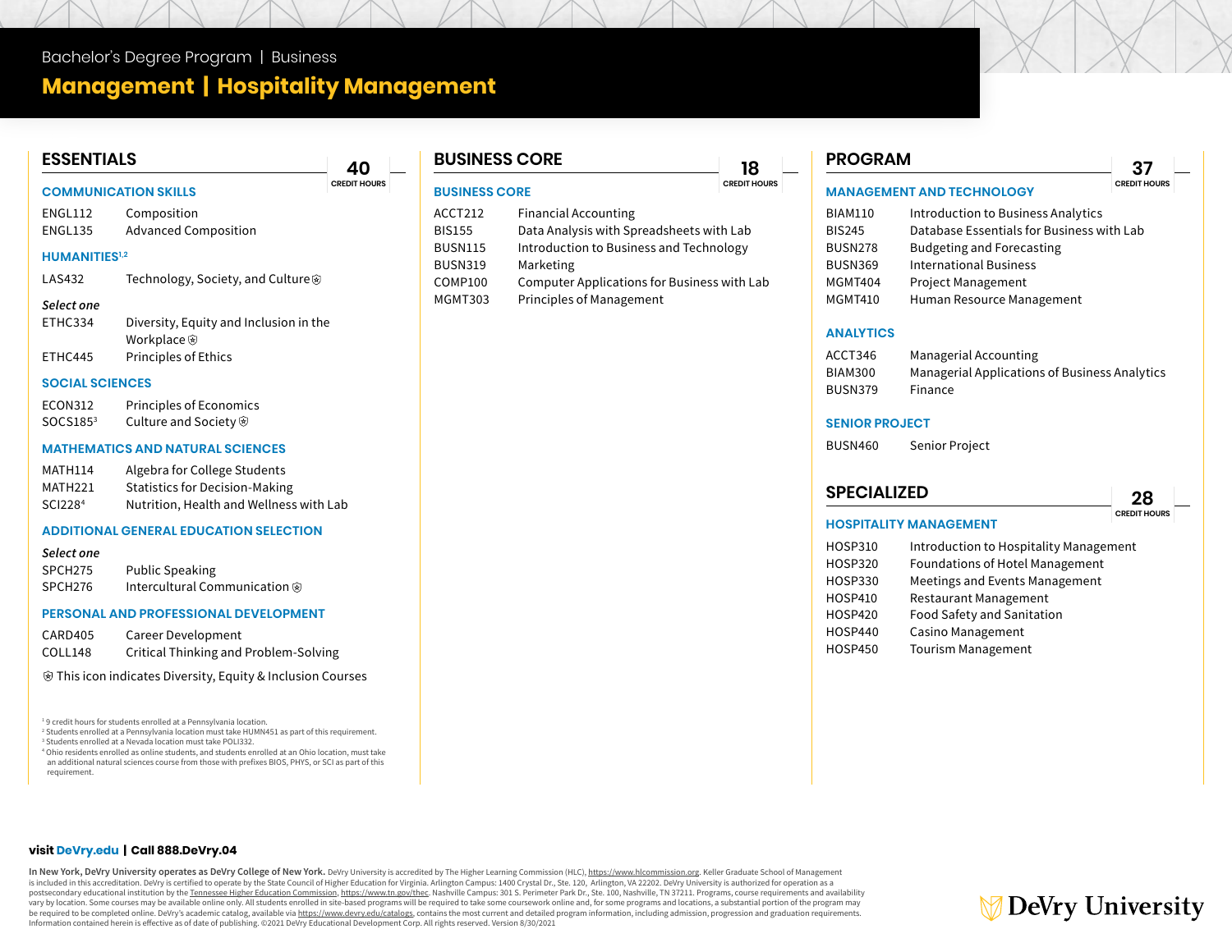Bachelor's Degree Program | Business

# Management | Hospitality Management

## ESSENTIALS

**40** CREDIT HOURS

### COMMUNICATION SKILLS

| | |
|---|---|
| ENGL112 | Composition |
| ENGL135 | Advanced Composition |

### HUMANITIES[1,2]

| | |
|---|---|
| LAS432 | Technology, Society, and Culture ⊛ |

*Select one*

| | |
|---|---|
| ETHC334 | Diversity, Equity and Inclusion in the Workplace ⊛ |
| ETHC445 | Principles of Ethics |

### SOCIAL SCIENCES

| | |
|---|---|
| ECON312 | Principles of Economics |
| SOCS185[3] | Culture and Society ⊛ |

### MATHEMATICS AND NATURAL SCIENCES

| | |
|---|---|
| MATH114 | Algebra for College Students |
| MATH221 | Statistics for Decision-Making |
| SCI228[4] | Nutrition, Health and Wellness with Lab |

### ADDITIONAL GENERAL EDUCATION SELECTION

*Select one*

| | |
|---|---|
| SPCH275 | Public Speaking |
| SPCH276 | Intercultural Communication ⊛ |

### PERSONAL AND PROFESSIONAL DEVELOPMENT

| | |
|---|---|
| CARD405 | Career Development |
| COLL148 | Critical Thinking and Problem-Solving |

⊛ This icon indicates Diversity, Equity & Inclusion Courses

[1] 9 credit hours for students enrolled at a Pennsylvania location.
[2] Students enrolled at a Pennsylvania location must take HUMN451 as part of this requirement.
[3] Students enrolled at a Nevada location must take POLI332.
[4] Ohio residents enrolled as online students, and students enrolled at an Ohio location, must take an additional natural sciences course from those with prefixes BIOS, PHYS, or SCI as part of this requirement.

## BUSINESS CORE

**18** CREDIT HOURS

### BUSINESS CORE

| | |
|---|---|
| ACCT212 | Financial Accounting |
| BIS155 | Data Analysis with Spreadsheets with Lab |
| BUSN115 | Introduction to Business and Technology |
| BUSN319 | Marketing |
| COMP100 | Computer Applications for Business with Lab |
| MGMT303 | Principles of Management |

## PROGRAM

**37** CREDIT HOURS

### MANAGEMENT AND TECHNOLOGY

| | |
|---|---|
| BIAM110 | Introduction to Business Analytics |
| BIS245 | Database Essentials for Business with Lab |
| BUSN278 | Budgeting and Forecasting |
| BUSN369 | International Business |
| MGMT404 | Project Management |
| MGMT410 | Human Resource Management |

### ANALYTICS

| | |
|---|---|
| ACCT346 | Managerial Accounting |
| BIAM300 | Managerial Applications of Business Analytics |
| BUSN379 | Finance |

### SENIOR PROJECT

| | |
|---|---|
| BUSN460 | Senior Project |

## SPECIALIZED

**28** CREDIT HOURS

### HOSPITALITY MANAGEMENT

| | |
|---|---|
| HOSP310 | Introduction to Hospitality Management |
| HOSP320 | Foundations of Hotel Management |
| HOSP330 | Meetings and Events Management |
| HOSP410 | Restaurant Management |
| HOSP420 | Food Safety and Sanitation |
| HOSP440 | Casino Management |
| HOSP450 | Tourism Management |

**visit DeVry.edu | Call 888.DeVry.04**

**In New York, DeVry University operates as DeVry College of New York.** DeVry University is accredited by The Higher Learning Commission (HLC), https://www.hlcommission.org. Keller Graduate School of Management is included in this accreditation. DeVry is certified to operate by the State Council of Higher Education for Virginia. Arlington Campus: 1400 Crystal Dr., Ste. 120, Arlington, VA 22202. DeVry University is authorized for operation as a postsecondary educational institution by the Tennessee Higher Education Commission, https://www.tn.gov/thec. Nashville Campus: 301 S. Perimeter Park Dr., Ste. 100, Nashville, TN 37211. Programs, course requirements and availability vary by location. Some courses may be available online only. All students enrolled in site-based programs will be required to take some coursework online and, for some programs and locations, a substantial portion of the program may be required to be completed online. DeVry's academic catalog, available via https://www.devry.edu/catalogs, contains the most current and detailed program information, including admission, progression and graduation requirements. Information contained herein is effective as of date of publishing. ©2021 DeVry Educational Development Corp. All rights reserved. Version 8/30/2021

DeVry University